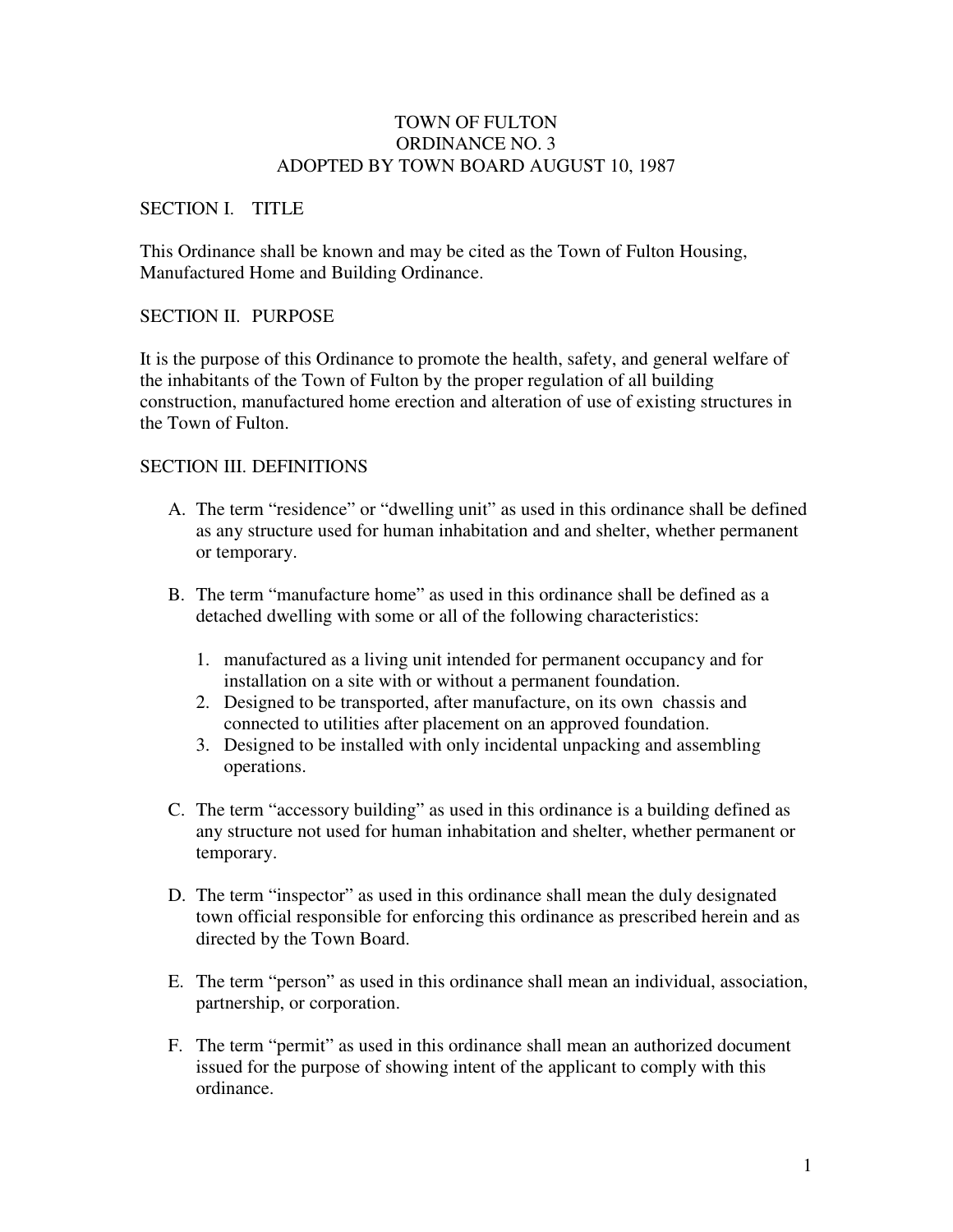# TOWN OF FULTON
## ORDINANCE NO. 3
### ADOPTED BY TOWN BOARD AUGUST 10, 1987

## SECTION I. TITLE

This Ordinance shall be known and may be cited as the Town of Fulton Housing, Manufactured Home and Building Ordinance.

## SECTION II. PURPOSE

It is the purpose of this Ordinance to promote the health, safety, and general welfare of the inhabitants of the Town of Fulton by the proper regulation of all building construction, manufactured home erection and alteration of use of existing structures in the Town of Fulton.

## SECTION III. DEFINITIONS

A. The term "residence" or "dwelling unit" as used in this ordinance shall be defined as any structure used for human inhabitation and and shelter, whether permanent or temporary.

B. The term "manufacture home" as used in this ordinance shall be defined as a detached dwelling with some or all of the following characteristics:

   1. manufactured as a living unit intended for permanent occupancy and for installation on a site with or without a permanent foundation.
   2. Designed to be transported, after manufacture, on its own chassis and connected to utilities after placement on an approved foundation.
   3. Designed to be installed with only incidental unpacking and assembling operations.

C. The term "accessory building" as used in this ordinance is a building defined as any structure not used for human inhabitation and shelter, whether permanent or temporary.

D. The term "inspector" as used in this ordinance shall mean the duly designated town official responsible for enforcing this ordinance as prescribed herein and as directed by the Town Board.

E. The term "person" as used in this ordinance shall mean an individual, association, partnership, or corporation.

F. The term "permit" as used in this ordinance shall mean an authorized document issued for the purpose of showing intent of the applicant to comply with this ordinance.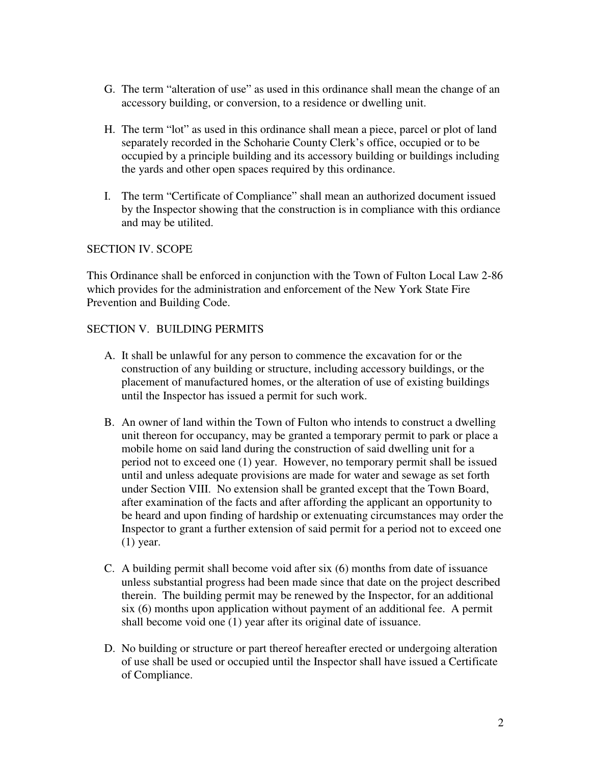G. The term "alteration of use" as used in this ordinance shall mean the change of an accessory building, or conversion, to a residence or dwelling unit.

H. The term "lot" as used in this ordinance shall mean a piece, parcel or plot of land separately recorded in the Schoharie County Clerk's office, occupied or to be occupied by a principle building and its accessory building or buildings including the yards and other open spaces required by this ordinance.

I. The term "Certificate of Compliance" shall mean an authorized document issued by the Inspector showing that the construction is in compliance with this ordiance and may be utilited.

## SECTION IV. SCOPE

This Ordinance shall be enforced in conjunction with the Town of Fulton Local Law 2-86 which provides for the administration and enforcement of the New York State Fire Prevention and Building Code.

## SECTION V. BUILDING PERMITS

A. It shall be unlawful for any person to commence the excavation for or the construction of any building or structure, including accessory buildings, or the placement of manufactured homes, or the alteration of use of existing buildings until the Inspector has issued a permit for such work.

B. An owner of land within the Town of Fulton who intends to construct a dwelling unit thereon for occupancy, may be granted a temporary permit to park or place a mobile home on said land during the construction of said dwelling unit for a period not to exceed one (1) year. However, no temporary permit shall be issued until and unless adequate provisions are made for water and sewage as set forth under Section VIII. No extension shall be granted except that the Town Board, after examination of the facts and after affording the applicant an opportunity to be heard and upon finding of hardship or extenuating circumstances may order the Inspector to grant a further extension of said permit for a period not to exceed one (1) year.

C. A building permit shall become void after six (6) months from date of issuance unless substantial progress had been made since that date on the project described therein. The building permit may be renewed by the Inspector, for an additional six (6) months upon application without payment of an additional fee. A permit shall become void one (1) year after its original date of issuance.

D. No building or structure or part thereof hereafter erected or undergoing alteration of use shall be used or occupied until the Inspector shall have issued a Certificate of Compliance.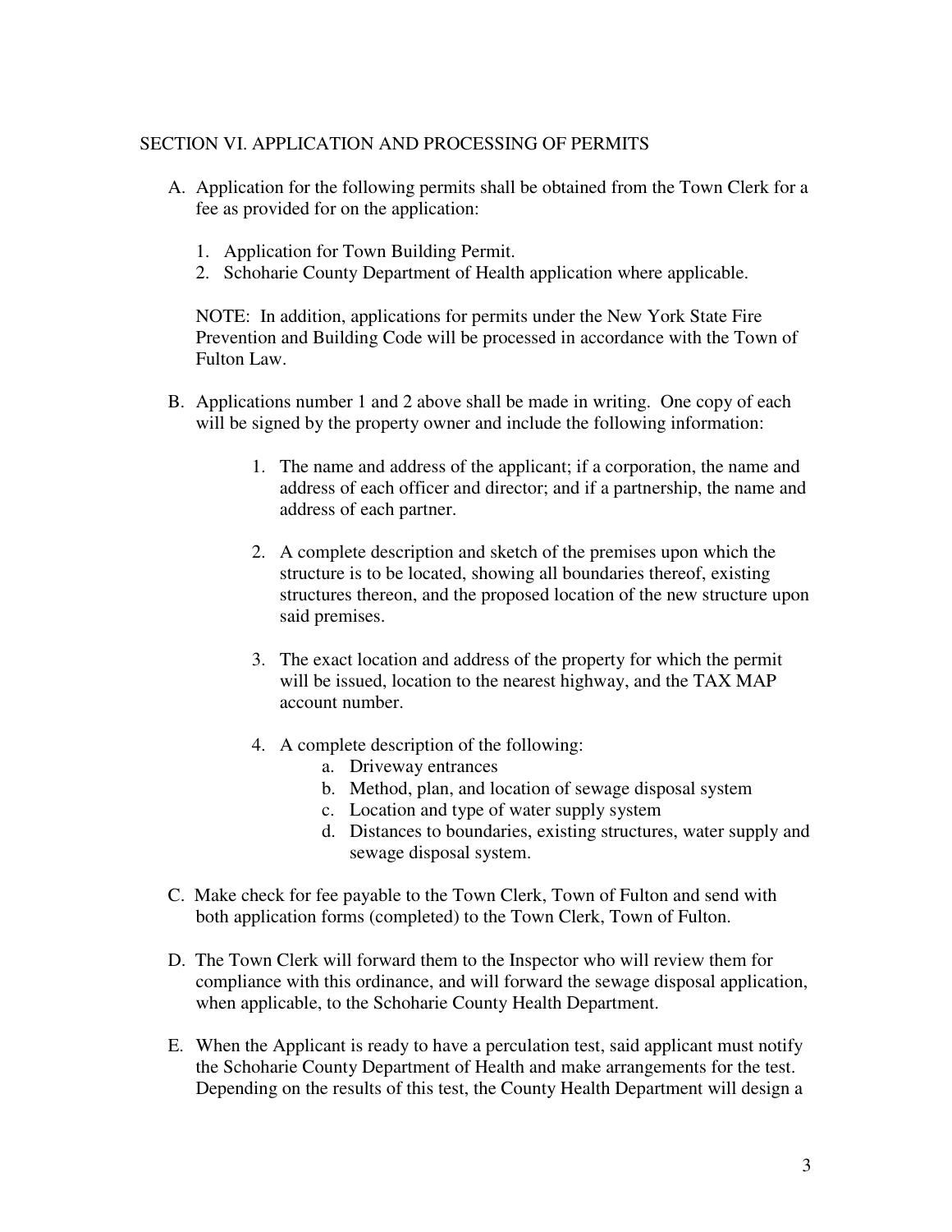## SECTION VI. APPLICATION AND PROCESSING OF PERMITS

A. Application for the following permits shall be obtained from the Town Clerk for a fee as provided for on the application:

   1. Application for Town Building Permit.
   2. Schoharie County Department of Health application where applicable.

   NOTE: In addition, applications for permits under the New York State Fire Prevention and Building Code will be processed in accordance with the Town of Fulton Law.

B. Applications number 1 and 2 above shall be made in writing. One copy of each will be signed by the property owner and include the following information:

   1. The name and address of the applicant; if a corporation, the name and address of each officer and director; and if a partnership, the name and address of each partner.

   2. A complete description and sketch of the premises upon which the structure is to be located, showing all boundaries thereof, existing structures thereon, and the proposed location of the new structure upon said premises.

   3. The exact location and address of the property for which the permit will be issued, location to the nearest highway, and the TAX MAP account number.

   4. A complete description of the following:
      a. Driveway entrances
      b. Method, plan, and location of sewage disposal system
      c. Location and type of water supply system
      d. Distances to boundaries, existing structures, water supply and sewage disposal system.

C. Make check for fee payable to the Town Clerk, Town of Fulton and send with both application forms (completed) to the Town Clerk, Town of Fulton.

D. The Town Clerk will forward them to the Inspector who will review them for compliance with this ordinance, and will forward the sewage disposal application, when applicable, to the Schoharie County Health Department.

E. When the Applicant is ready to have a perculation test, said applicant must notify the Schoharie County Department of Health and make arrangements for the test. Depending on the results of this test, the County Health Department will design a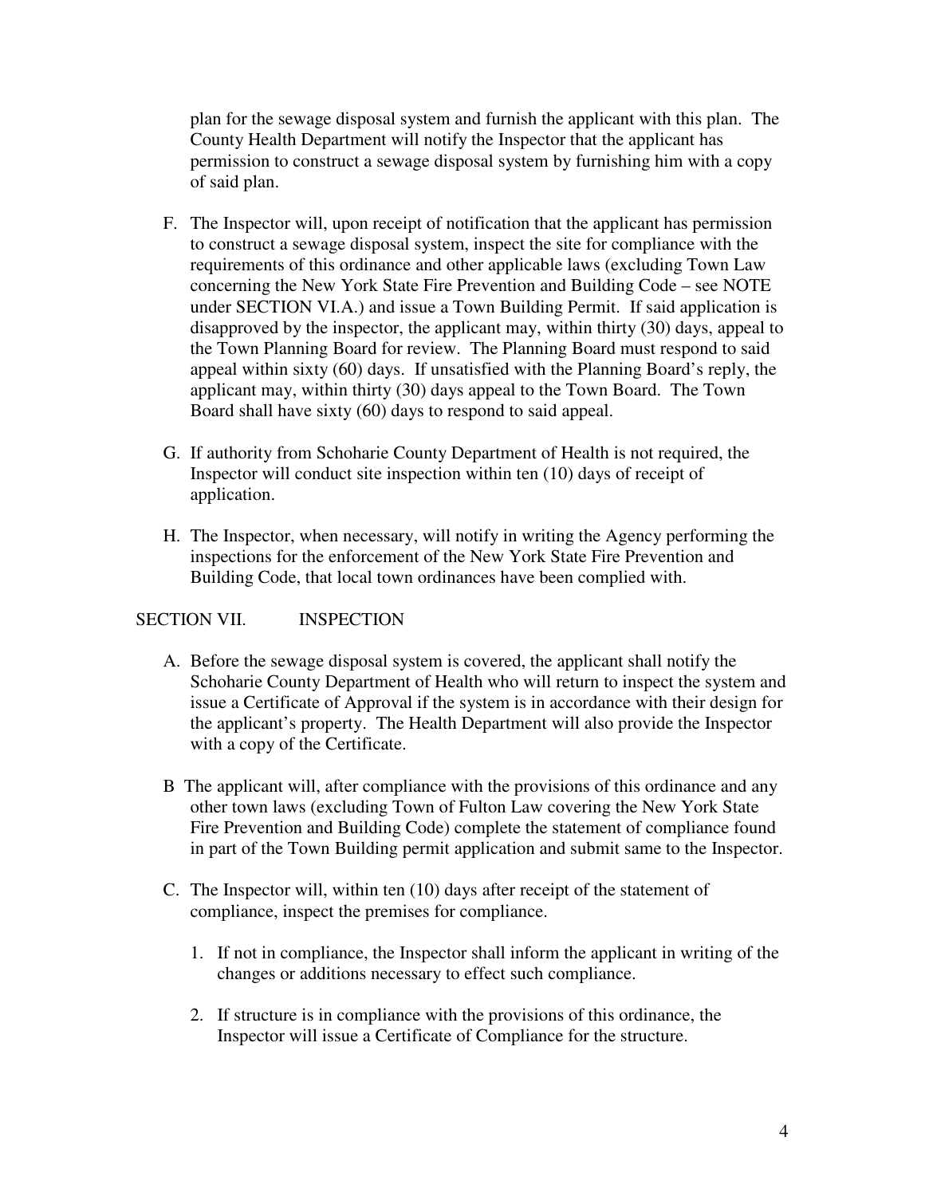plan for the sewage disposal system and furnish the applicant with this plan. The County Health Department will notify the Inspector that the applicant has permission to construct a sewage disposal system by furnishing him with a copy of said plan.

F. The Inspector will, upon receipt of notification that the applicant has permission to construct a sewage disposal system, inspect the site for compliance with the requirements of this ordinance and other applicable laws (excluding Town Law concerning the New York State Fire Prevention and Building Code – see NOTE under SECTION VI.A.) and issue a Town Building Permit. If said application is disapproved by the inspector, the applicant may, within thirty (30) days, appeal to the Town Planning Board for review. The Planning Board must respond to said appeal within sixty (60) days. If unsatisfied with the Planning Board's reply, the applicant may, within thirty (30) days appeal to the Town Board. The Town Board shall have sixty (60) days to respond to said appeal.

G. If authority from Schoharie County Department of Health is not required, the Inspector will conduct site inspection within ten (10) days of receipt of application.

H. The Inspector, when necessary, will notify in writing the Agency performing the inspections for the enforcement of the New York State Fire Prevention and Building Code, that local town ordinances have been complied with.

## SECTION VII. INSPECTION

A. Before the sewage disposal system is covered, the applicant shall notify the Schoharie County Department of Health who will return to inspect the system and issue a Certificate of Approval if the system is in accordance with their design for the applicant's property. The Health Department will also provide the Inspector with a copy of the Certificate.

B The applicant will, after compliance with the provisions of this ordinance and any other town laws (excluding Town of Fulton Law covering the New York State Fire Prevention and Building Code) complete the statement of compliance found in part of the Town Building permit application and submit same to the Inspector.

C. The Inspector will, within ten (10) days after receipt of the statement of compliance, inspect the premises for compliance.

1. If not in compliance, the Inspector shall inform the applicant in writing of the changes or additions necessary to effect such compliance.

2. If structure is in compliance with the provisions of this ordinance, the Inspector will issue a Certificate of Compliance for the structure.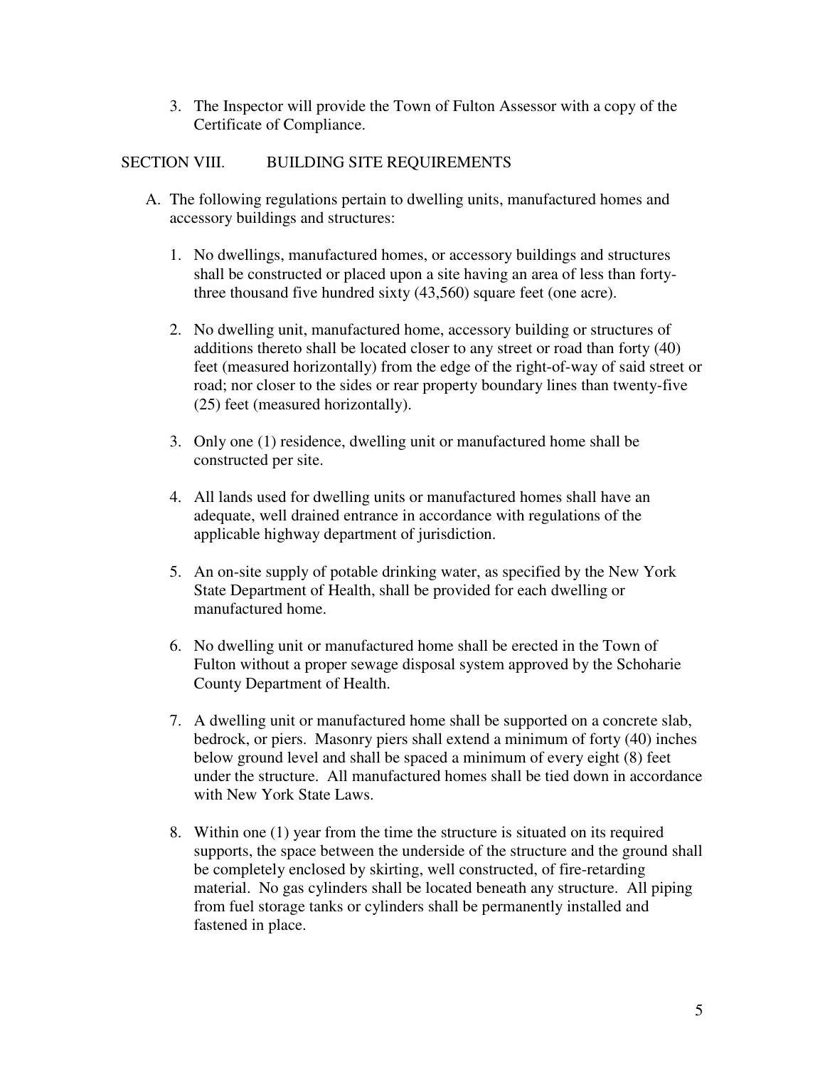3. The Inspector will provide the Town of Fulton Assessor with a copy of the Certificate of Compliance.

## SECTION VIII. BUILDING SITE REQUIREMENTS

A. The following regulations pertain to dwelling units, manufactured homes and accessory buildings and structures:

1. No dwellings, manufactured homes, or accessory buildings and structures shall be constructed or placed upon a site having an area of less than forty-three thousand five hundred sixty (43,560) square feet (one acre).

2. No dwelling unit, manufactured home, accessory building or structures of additions thereto shall be located closer to any street or road than forty (40) feet (measured horizontally) from the edge of the right-of-way of said street or road; nor closer to the sides or rear property boundary lines than twenty-five (25) feet (measured horizontally).

3. Only one (1) residence, dwelling unit or manufactured home shall be constructed per site.

4. All lands used for dwelling units or manufactured homes shall have an adequate, well drained entrance in accordance with regulations of the applicable highway department of jurisdiction.

5. An on-site supply of potable drinking water, as specified by the New York State Department of Health, shall be provided for each dwelling or manufactured home.

6. No dwelling unit or manufactured home shall be erected in the Town of Fulton without a proper sewage disposal system approved by the Schoharie County Department of Health.

7. A dwelling unit or manufactured home shall be supported on a concrete slab, bedrock, or piers. Masonry piers shall extend a minimum of forty (40) inches below ground level and shall be spaced a minimum of every eight (8) feet under the structure. All manufactured homes shall be tied down in accordance with New York State Laws.

8. Within one (1) year from the time the structure is situated on its required supports, the space between the underside of the structure and the ground shall be completely enclosed by skirting, well constructed, of fire-retarding material. No gas cylinders shall be located beneath any structure. All piping from fuel storage tanks or cylinders shall be permanently installed and fastened in place.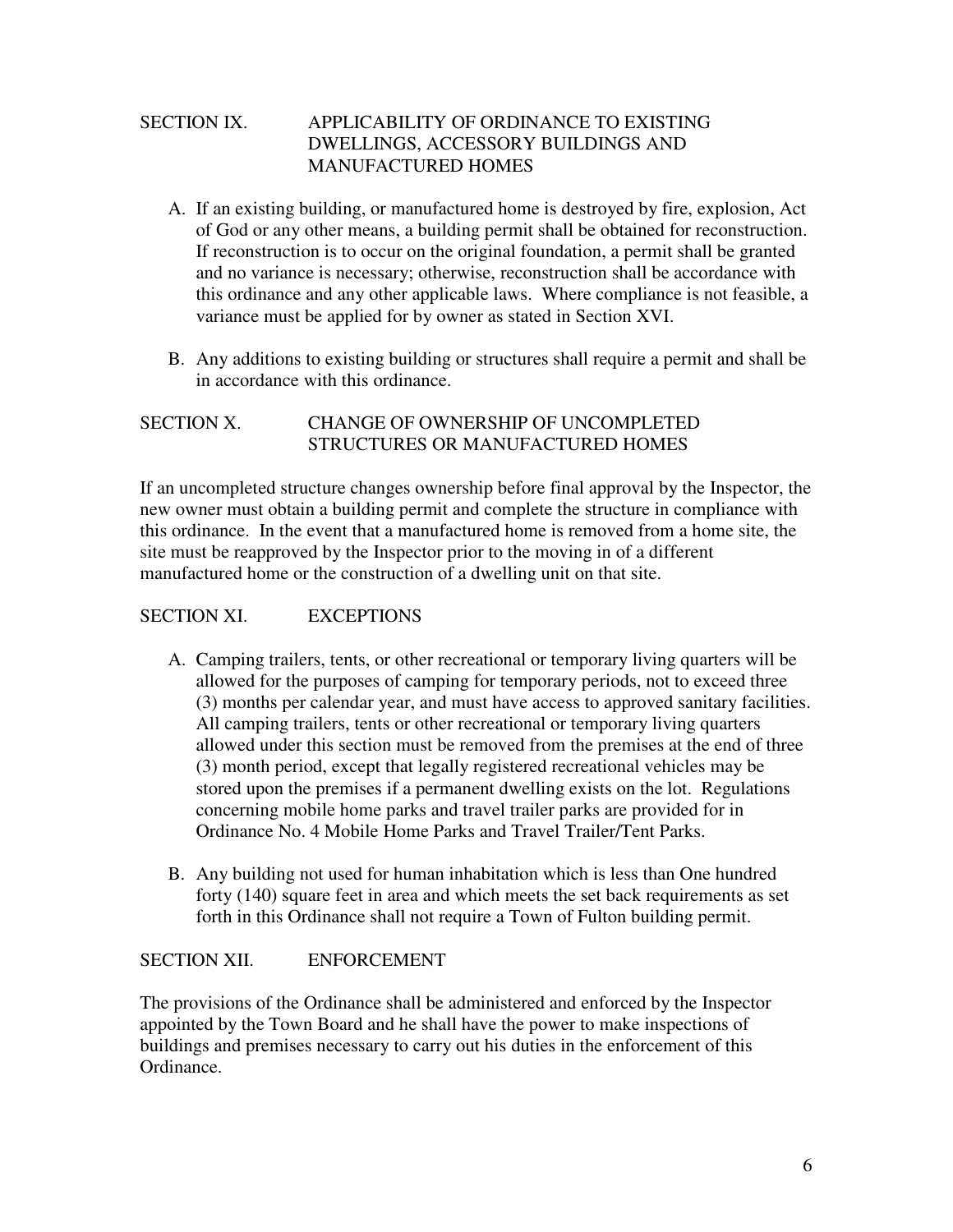## SECTION IX. APPLICABILITY OF ORDINANCE TO EXISTING DWELLINGS, ACCESSORY BUILDINGS AND MANUFACTURED HOMES

A. If an existing building, or manufactured home is destroyed by fire, explosion, Act of God or any other means, a building permit shall be obtained for reconstruction. If reconstruction is to occur on the original foundation, a permit shall be granted and no variance is necessary; otherwise, reconstruction shall be accordance with this ordinance and any other applicable laws. Where compliance is not feasible, a variance must be applied for by owner as stated in Section XVI.

B. Any additions to existing building or structures shall require a permit and shall be in accordance with this ordinance.

## SECTION X. CHANGE OF OWNERSHIP OF UNCOMPLETED STRUCTURES OR MANUFACTURED HOMES

If an uncompleted structure changes ownership before final approval by the Inspector, the new owner must obtain a building permit and complete the structure in compliance with this ordinance. In the event that a manufactured home is removed from a home site, the site must be reapproved by the Inspector prior to the moving in of a different manufactured home or the construction of a dwelling unit on that site.

## SECTION XI. EXCEPTIONS

A. Camping trailers, tents, or other recreational or temporary living quarters will be allowed for the purposes of camping for temporary periods, not to exceed three (3) months per calendar year, and must have access to approved sanitary facilities. All camping trailers, tents or other recreational or temporary living quarters allowed under this section must be removed from the premises at the end of three (3) month period, except that legally registered recreational vehicles may be stored upon the premises if a permanent dwelling exists on the lot. Regulations concerning mobile home parks and travel trailer parks are provided for in Ordinance No. 4 Mobile Home Parks and Travel Trailer/Tent Parks.

B. Any building not used for human inhabitation which is less than One hundred forty (140) square feet in area and which meets the set back requirements as set forth in this Ordinance shall not require a Town of Fulton building permit.

## SECTION XII. ENFORCEMENT

The provisions of the Ordinance shall be administered and enforced by the Inspector appointed by the Town Board and he shall have the power to make inspections of buildings and premises necessary to carry out his duties in the enforcement of this Ordinance.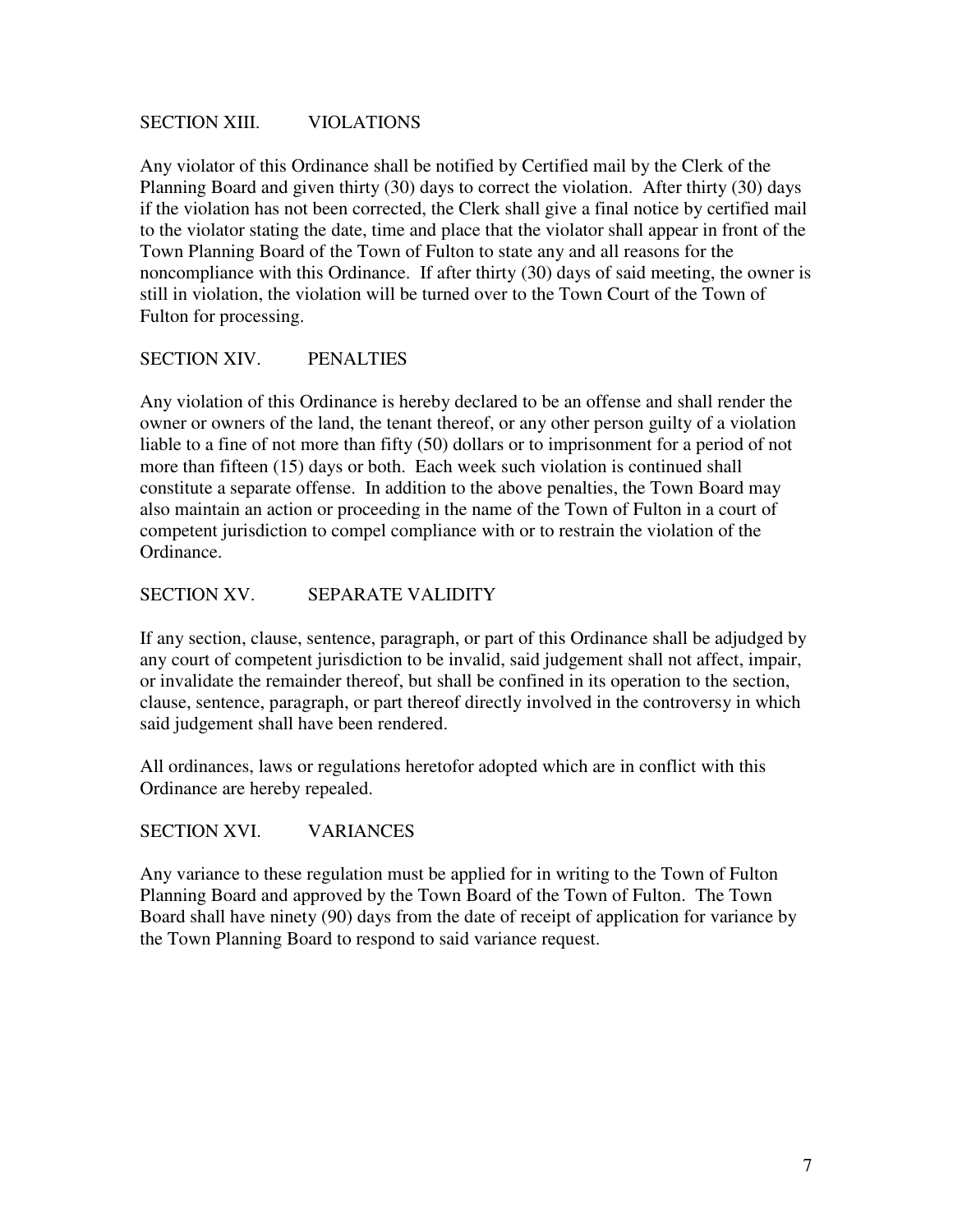## SECTION XIII. VIOLATIONS

Any violator of this Ordinance shall be notified by Certified mail by the Clerk of the Planning Board and given thirty (30) days to correct the violation. After thirty (30) days if the violation has not been corrected, the Clerk shall give a final notice by certified mail to the violator stating the date, time and place that the violator shall appear in front of the Town Planning Board of the Town of Fulton to state any and all reasons for the noncompliance with this Ordinance. If after thirty (30) days of said meeting, the owner is still in violation, the violation will be turned over to the Town Court of the Town of Fulton for processing.

## SECTION XIV. PENALTIES

Any violation of this Ordinance is hereby declared to be an offense and shall render the owner or owners of the land, the tenant thereof, or any other person guilty of a violation liable to a fine of not more than fifty (50) dollars or to imprisonment for a period of not more than fifteen (15) days or both. Each week such violation is continued shall constitute a separate offense. In addition to the above penalties, the Town Board may also maintain an action or proceeding in the name of the Town of Fulton in a court of competent jurisdiction to compel compliance with or to restrain the violation of the Ordinance.

## SECTION XV. SEPARATE VALIDITY

If any section, clause, sentence, paragraph, or part of this Ordinance shall be adjudged by any court of competent jurisdiction to be invalid, said judgement shall not affect, impair, or invalidate the remainder thereof, but shall be confined in its operation to the section, clause, sentence, paragraph, or part thereof directly involved in the controversy in which said judgement shall have been rendered.

All ordinances, laws or regulations heretofor adopted which are in conflict with this Ordinance are hereby repealed.

## SECTION XVI. VARIANCES

Any variance to these regulation must be applied for in writing to the Town of Fulton Planning Board and approved by the Town Board of the Town of Fulton. The Town Board shall have ninety (90) days from the date of receipt of application for variance by the Town Planning Board to respond to said variance request.